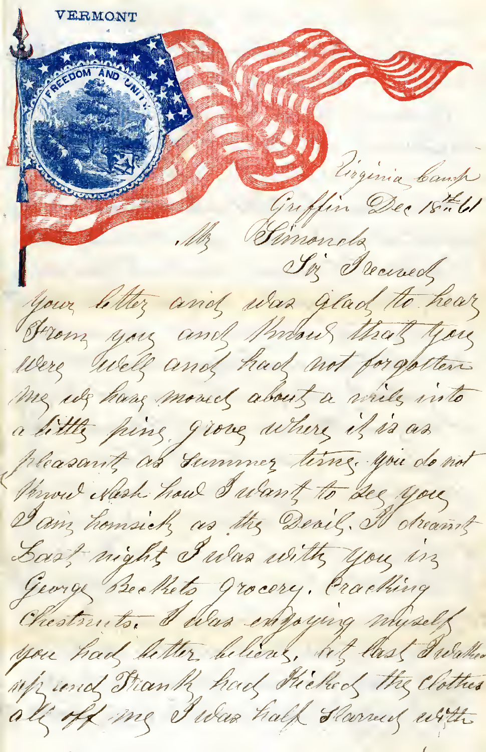VERMONT

FREEDOM AND UNITY

Virginia Camp
Griffin Dec 18th 61

Mr Simonds

Sir I received your letter and was glad to hear from you and know that you were well and had not forgotten me we have moved about a mile into a little pine grove where it is as pleasant as summer time. you do not know Nash how I want to see you I am homsick as the Devil. I dreamt Last night I was with you in George Becketts Grocery. Cracking Chestnuts. I was enjoying myself you had better believe, but last I waked up and Frank had kicked the clothes all off me I was half starved with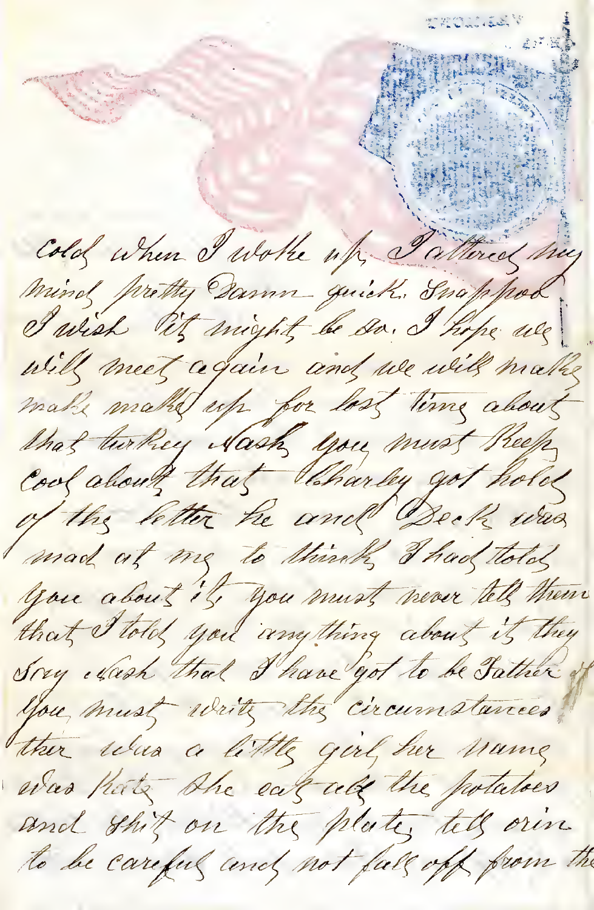cold when I woke up I altered my mind pretty Damn quick. Suppose I wish it might be so. I hope we will meet again and we will make make make up for lost time about that turkey Nash you must keep cool about that Charley got hold of the letter he and Deck was mad at me to think I had told you about it you must never tell them that I told you anything about it they say Nash that I have got to be Father of you must write the circumstances ther was a little girl her name was Kate She eat all the potatoes and shit on the plate tell orin to be careful and not fall off from the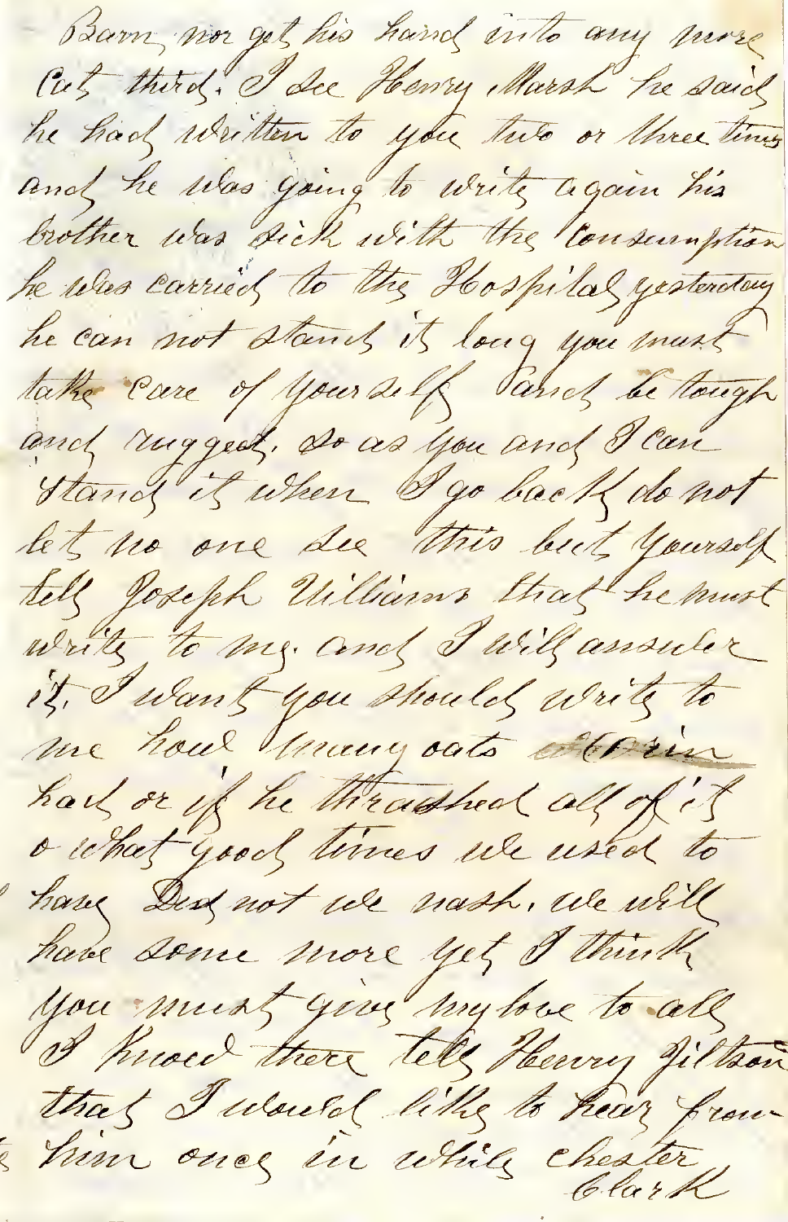Barn nor get his hand into any more
Cat third. I see Henry Marsh he said
he had written to you two or three times
and he was going to write again his
brother was sick with the consumption
he was carried to the Hospital yesterday
he can not stand it long you must
take care of yourself and be tough
and rugged. so as you and I can
stand it when I go back do not
let no one see this but yourself
tell Joseph Williams that he must
write to me. and I will answer
it. I want you should write to
me how many oats ~~Alvin~~
had or if he thrashed all of it
o what good times we used to
have Did not we nash. we will
have some more yet I think
you must give my love to all
I knowd there tell Henry Gilson
that I would like to hear from
him once in while chester
Clark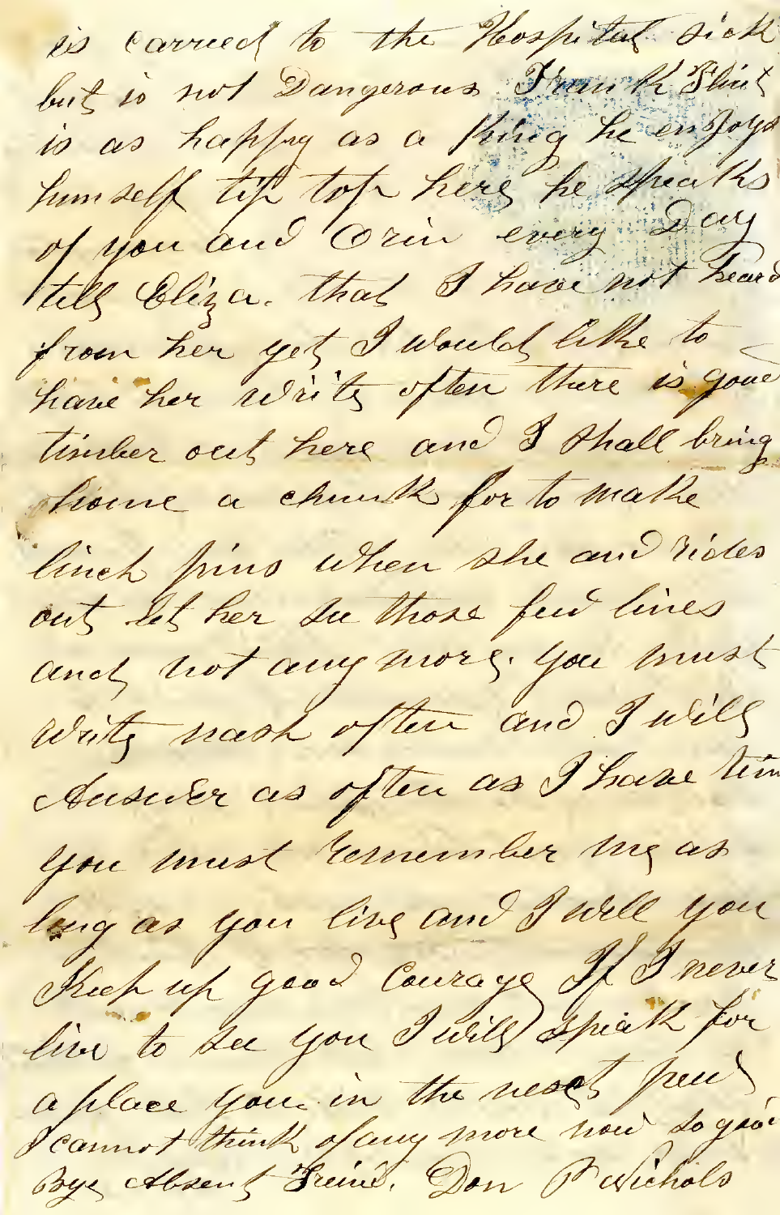is carried to the Hospital sick
but is not Dangerous Frank Flint
is as happy as a king he enjoys
himself tip top here he speaks
of you and Orin every Day
tell Eliza. that I have not heard
from her yet I would like to
have her write often there is good
timber out here and I shall bring
home a chunk for to make
linch pins when she and rides
out let her see those few lines
and not any more. you must
write rash often and I will
answer as often as I have time
you must remember me as
long as you live and I will you
keep up good courage If I never
live to see you I will speak for
a place you in the next [world]
I cannot think of any more now so good
bye Absent Friend. Don P Nichols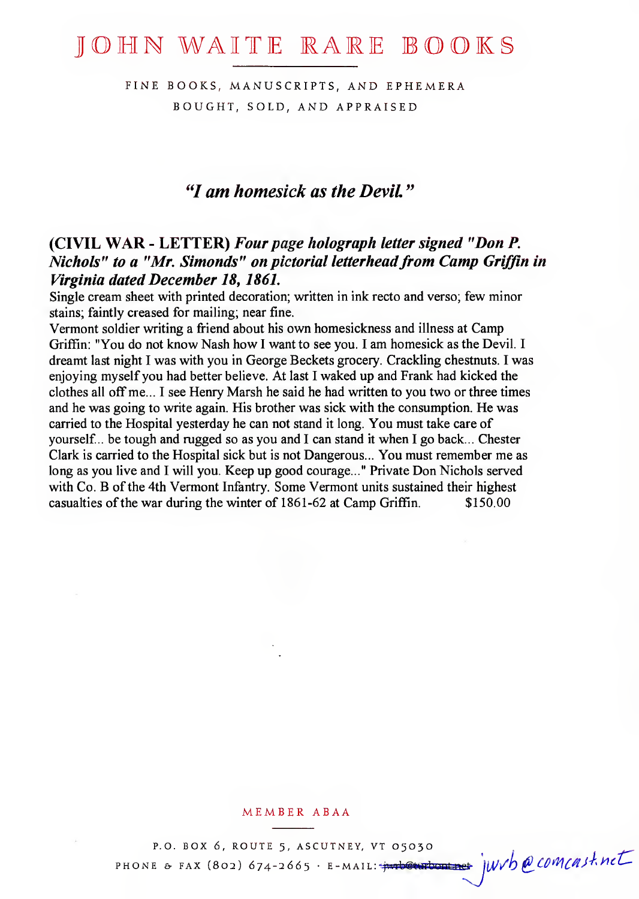# JOHN WAITE RARE BOOKS

FINE BOOKS, MANUSCRIPTS, AND EPHEMERA
BOUGHT, SOLD, AND APPRAISED

## *"I am homesick as the Devil."*

**(CIVIL WAR - LETTER)** ***Four page holograph letter signed "Don P. Nichols" to a "Mr. Simonds" on pictorial letterhead from Camp Griffin in Virginia dated December 18, 1861.***

Single cream sheet with printed decoration; written in ink recto and verso; few minor stains; faintly creased for mailing; near fine.

Vermont soldier writing a friend about his own homesickness and illness at Camp Griffin: "You do not know Nash how I want to see you. I am homesick as the Devil. I dreamt last night I was with you in George Beckets grocery. Crackling chestnuts. I was enjoying myself you had better believe. At last I waked up and Frank had kicked the clothes all off me... I see Henry Marsh he said he had written to you two or three times and he was going to write again. His brother was sick with the consumption. He was carried to the Hospital yesterday he can not stand it long. You must take care of yourself... be tough and rugged so as you and I can stand it when I go back... Chester Clark is carried to the Hospital sick but is not Dangerous... You must remember me as long as you live and I will you. Keep up good courage..." Private Don Nichols served with Co. B of the 4th Vermont Infantry. Some Vermont units sustained their highest casualties of the war during the winter of 1861-62 at Camp Griffin. $150.00

MEMBER ABAA

P.O. BOX 6, ROUTE 5, ASCUTNEY, VT 05030
PHONE & FAX (802) 674-2665 · E-MAIL: ~~jwrb@turbont.net~~ jwrb@comcast.net